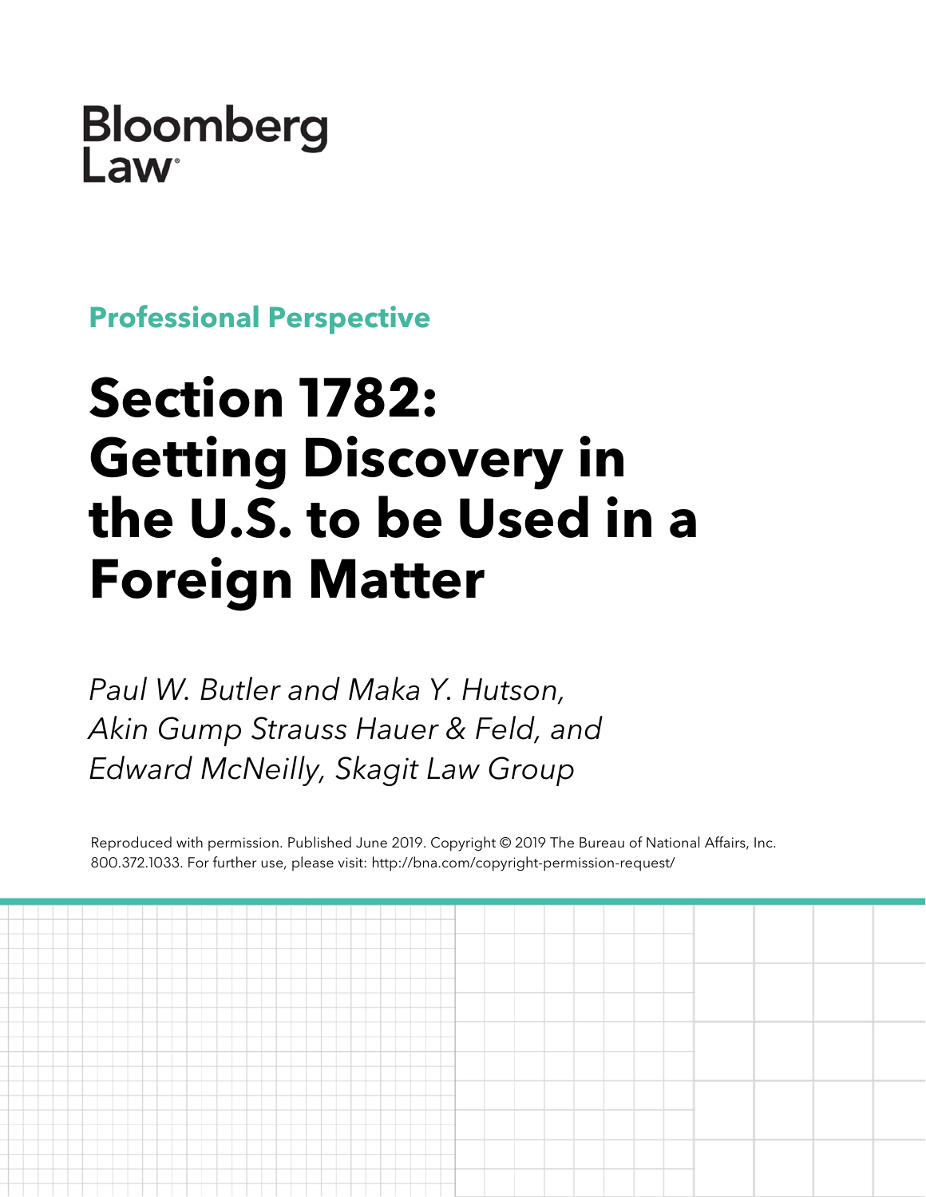Bloomberg Law

**Professional Perspective**

# Section 1782: Getting Discovery in the U.S. to be Used in a Foreign Matter

*Paul W. Butler and Maka Y. Hutson, Akin Gump Strauss Hauer & Feld, and Edward McNeilly, Skagit Law Group*

Reproduced with permission. Published June 2019. Copyright © 2019 The Bureau of National Affairs, Inc. 800.372.1033. For further use, please visit: http://bna.com/copyright-permission-request/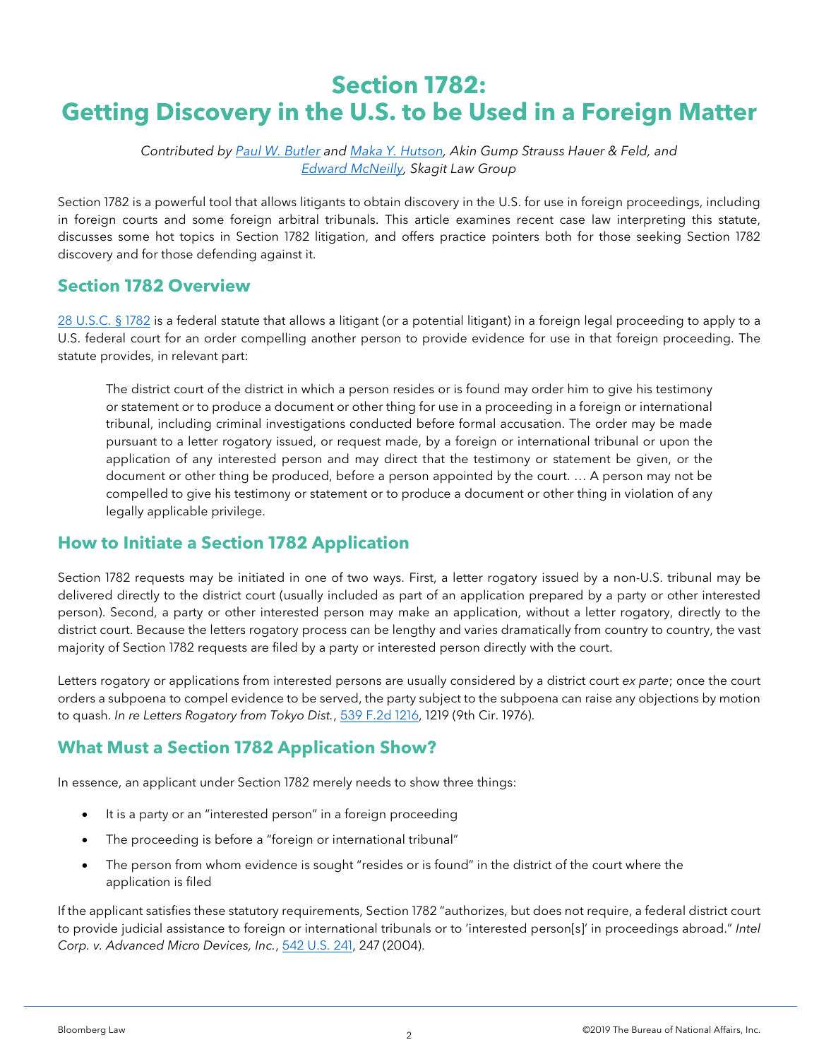# Section 1782: Getting Discovery in the U.S. to be Used in a Foreign Matter

*Contributed by [Paul W. Butler]() and [Maka Y. Hutson](), Akin Gump Strauss Hauer & Feld, and [Edward McNeilly](), Skagit Law Group*

Section 1782 is a powerful tool that allows litigants to obtain discovery in the U.S. for use in foreign proceedings, including in foreign courts and some foreign arbitral tribunals. This article examines recent case law interpreting this statute, discusses some hot topics in Section 1782 litigation, and offers practice pointers both for those seeking Section 1782 discovery and for those defending against it.

## Section 1782 Overview

[28 U.S.C. § 1782]() is a federal statute that allows a litigant (or a potential litigant) in a foreign legal proceeding to apply to a U.S. federal court for an order compelling another person to provide evidence for use in that foreign proceeding. The statute provides, in relevant part:

> The district court of the district in which a person resides or is found may order him to give his testimony or statement or to produce a document or other thing for use in a proceeding in a foreign or international tribunal, including criminal investigations conducted before formal accusation. The order may be made pursuant to a letter rogatory issued, or request made, by a foreign or international tribunal or upon the application of any interested person and may direct that the testimony or statement be given, or the document or other thing be produced, before a person appointed by the court. … A person may not be compelled to give his testimony or statement or to produce a document or other thing in violation of any legally applicable privilege.

## How to Initiate a Section 1782 Application

Section 1782 requests may be initiated in one of two ways. First, a letter rogatory issued by a non-U.S. tribunal may be delivered directly to the district court (usually included as part of an application prepared by a party or other interested person). Second, a party or other interested person may make an application, without a letter rogatory, directly to the district court. Because the letters rogatory process can be lengthy and varies dramatically from country to country, the vast majority of Section 1782 requests are filed by a party or interested person directly with the court.

Letters rogatory or applications from interested persons are usually considered by a district court *ex parte*; once the court orders a subpoena to compel evidence to be served, the party subject to the subpoena can raise any objections by motion to quash. *In re Letters Rogatory from Tokyo Dist.*, [539 F.2d 1216](), 1219 (9th Cir. 1976).

## What Must a Section 1782 Application Show?

In essence, an applicant under Section 1782 merely needs to show three things:

- It is a party or an "interested person" in a foreign proceeding
- The proceeding is before a "foreign or international tribunal"
- The person from whom evidence is sought "resides or is found" in the district of the court where the application is filed

If the applicant satisfies these statutory requirements, Section 1782 "authorizes, but does not require, a federal district court to provide judicial assistance to foreign or international tribunals or to 'interested person[s]' in proceedings abroad." *Intel Corp. v. Advanced Micro Devices, Inc.*, [542 U.S. 241](), 247 (2004).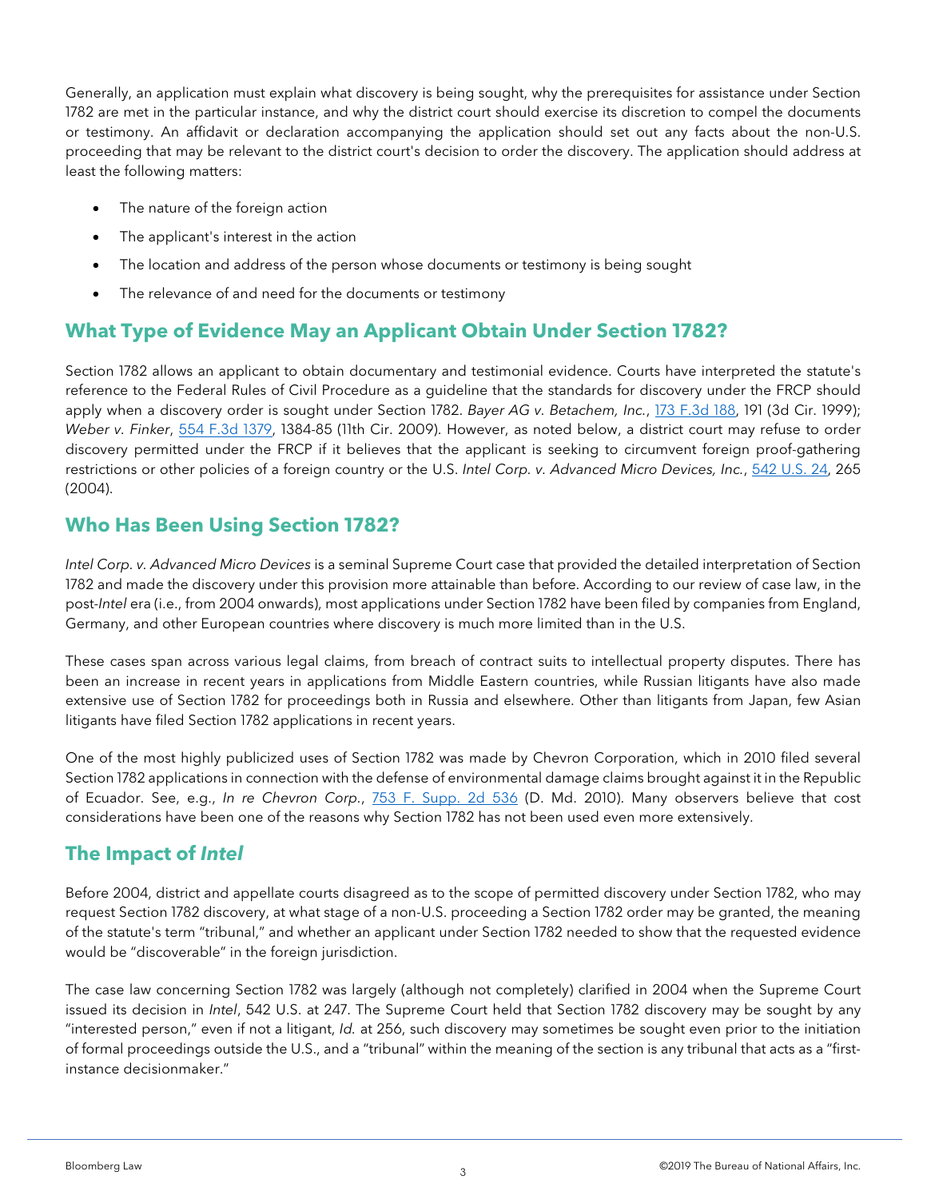Generally, an application must explain what discovery is being sought, why the prerequisites for assistance under Section 1782 are met in the particular instance, and why the district court should exercise its discretion to compel the documents or testimony. An affidavit or declaration accompanying the application should set out any facts about the non-U.S. proceeding that may be relevant to the district court's decision to order the discovery. The application should address at least the following matters:

- The nature of the foreign action
- The applicant's interest in the action
- The location and address of the person whose documents or testimony is being sought
- The relevance of and need for the documents or testimony

## What Type of Evidence May an Applicant Obtain Under Section 1782?

Section 1782 allows an applicant to obtain documentary and testimonial evidence. Courts have interpreted the statute's reference to the Federal Rules of Civil Procedure as a guideline that the standards for discovery under the FRCP should apply when a discovery order is sought under Section 1782. *Bayer AG v. Betachem, Inc.*, 173 F.3d 188, 191 (3d Cir. 1999); *Weber v. Finker*, 554 F.3d 1379, 1384-85 (11th Cir. 2009). However, as noted below, a district court may refuse to order discovery permitted under the FRCP if it believes that the applicant is seeking to circumvent foreign proof-gathering restrictions or other policies of a foreign country or the U.S. *Intel Corp. v. Advanced Micro Devices, Inc.*, 542 U.S. 24, 265 (2004).

## Who Has Been Using Section 1782?

*Intel Corp. v. Advanced Micro Devices* is a seminal Supreme Court case that provided the detailed interpretation of Section 1782 and made the discovery under this provision more attainable than before. According to our review of case law, in the post-*Intel* era (i.e., from 2004 onwards), most applications under Section 1782 have been filed by companies from England, Germany, and other European countries where discovery is much more limited than in the U.S.

These cases span across various legal claims, from breach of contract suits to intellectual property disputes. There has been an increase in recent years in applications from Middle Eastern countries, while Russian litigants have also made extensive use of Section 1782 for proceedings both in Russia and elsewhere. Other than litigants from Japan, few Asian litigants have filed Section 1782 applications in recent years.

One of the most highly publicized uses of Section 1782 was made by Chevron Corporation, which in 2010 filed several Section 1782 applications in connection with the defense of environmental damage claims brought against it in the Republic of Ecuador. See, e.g., *In re Chevron Corp.*, 753 F. Supp. 2d 536 (D. Md. 2010). Many observers believe that cost considerations have been one of the reasons why Section 1782 has not been used even more extensively.

## The Impact of *Intel*

Before 2004, district and appellate courts disagreed as to the scope of permitted discovery under Section 1782, who may request Section 1782 discovery, at what stage of a non-U.S. proceeding a Section 1782 order may be granted, the meaning of the statute's term "tribunal," and whether an applicant under Section 1782 needed to show that the requested evidence would be "discoverable" in the foreign jurisdiction.

The case law concerning Section 1782 was largely (although not completely) clarified in 2004 when the Supreme Court issued its decision in *Intel*, 542 U.S. at 247. The Supreme Court held that Section 1782 discovery may be sought by any "interested person," even if not a litigant, *Id.* at 256, such discovery may sometimes be sought even prior to the initiation of formal proceedings outside the U.S., and a "tribunal" within the meaning of the section is any tribunal that acts as a "first-instance decisionmaker."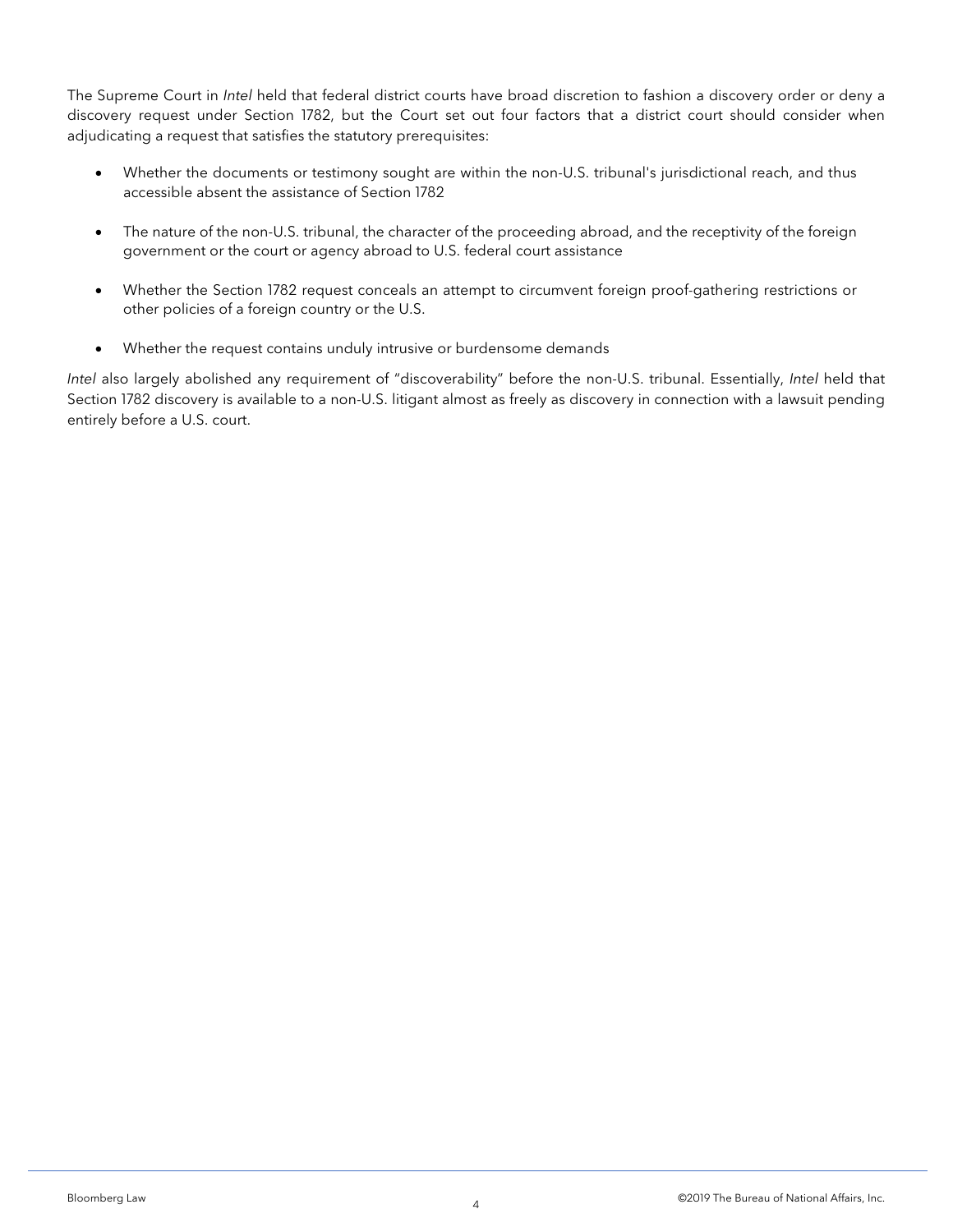The Supreme Court in *Intel* held that federal district courts have broad discretion to fashion a discovery order or deny a discovery request under Section 1782, but the Court set out four factors that a district court should consider when adjudicating a request that satisfies the statutory prerequisites:

- Whether the documents or testimony sought are within the non-U.S. tribunal's jurisdictional reach, and thus accessible absent the assistance of Section 1782
- The nature of the non-U.S. tribunal, the character of the proceeding abroad, and the receptivity of the foreign government or the court or agency abroad to U.S. federal court assistance
- Whether the Section 1782 request conceals an attempt to circumvent foreign proof-gathering restrictions or other policies of a foreign country or the U.S.
- Whether the request contains unduly intrusive or burdensome demands

*Intel* also largely abolished any requirement of "discoverability" before the non-U.S. tribunal. Essentially, *Intel* held that Section 1782 discovery is available to a non-U.S. litigant almost as freely as discovery in connection with a lawsuit pending entirely before a U.S. court.